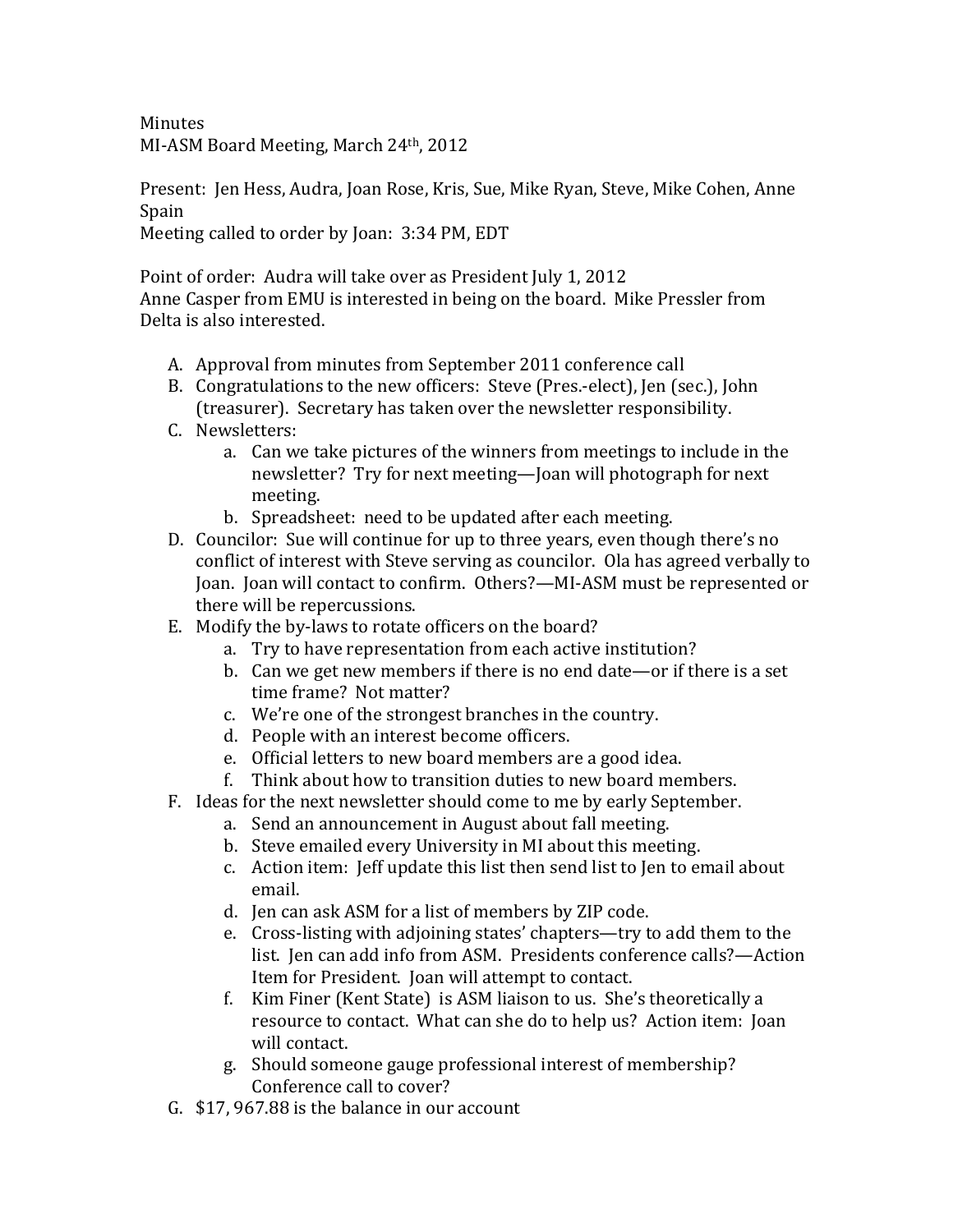Minutes

MI-ASM Board Meeting, March 24th, 2012

Present: Jen Hess, Audra, Joan Rose, Kris, Sue, Mike Ryan, Steve, Mike Cohen, Anne Spain

Meeting called to order by Joan: 3:34 PM, EDT

Point of order: Audra will take over as President July 1, 2012

Anne Casper from EMU is interested in being on the board. Mike Pressler from Delta is also interested.

A. Approval from minutes from September 2011 conference call
B. Congratulations to the new officers: Steve (Pres.-elect), Jen (sec.), John (treasurer). Secretary has taken over the newsletter responsibility.
C. Newsletters:
   a. Can we take pictures of the winners from meetings to include in the newsletter? Try for next meeting—Joan will photograph for next meeting.
   b. Spreadsheet: need to be updated after each meeting.
D. Councilor: Sue will continue for up to three years, even though there's no conflict of interest with Steve serving as councilor. Ola has agreed verbally to Joan. Joan will contact to confirm. Others?—MI-ASM must be represented or there will be repercussions.
E. Modify the by-laws to rotate officers on the board?
   a. Try to have representation from each active institution?
   b. Can we get new members if there is no end date—or if there is a set time frame? Not matter?
   c. We're one of the strongest branches in the country.
   d. People with an interest become officers.
   e. Official letters to new board members are a good idea.
   f. Think about how to transition duties to new board members.
F. Ideas for the next newsletter should come to me by early September.
   a. Send an announcement in August about fall meeting.
   b. Steve emailed every University in MI about this meeting.
   c. Action item: Jeff update this list then send list to Jen to email about email.
   d. Jen can ask ASM for a list of members by ZIP code.
   e. Cross-listing with adjoining states' chapters—try to add them to the list. Jen can add info from ASM. Presidents conference calls?—Action Item for President. Joan will attempt to contact.
   f. Kim Finer (Kent State) is ASM liaison to us. She's theoretically a resource to contact. What can she do to help us? Action item: Joan will contact.
   g. Should someone gauge professional interest of membership? Conference call to cover?
G. $17, 967.88 is the balance in our account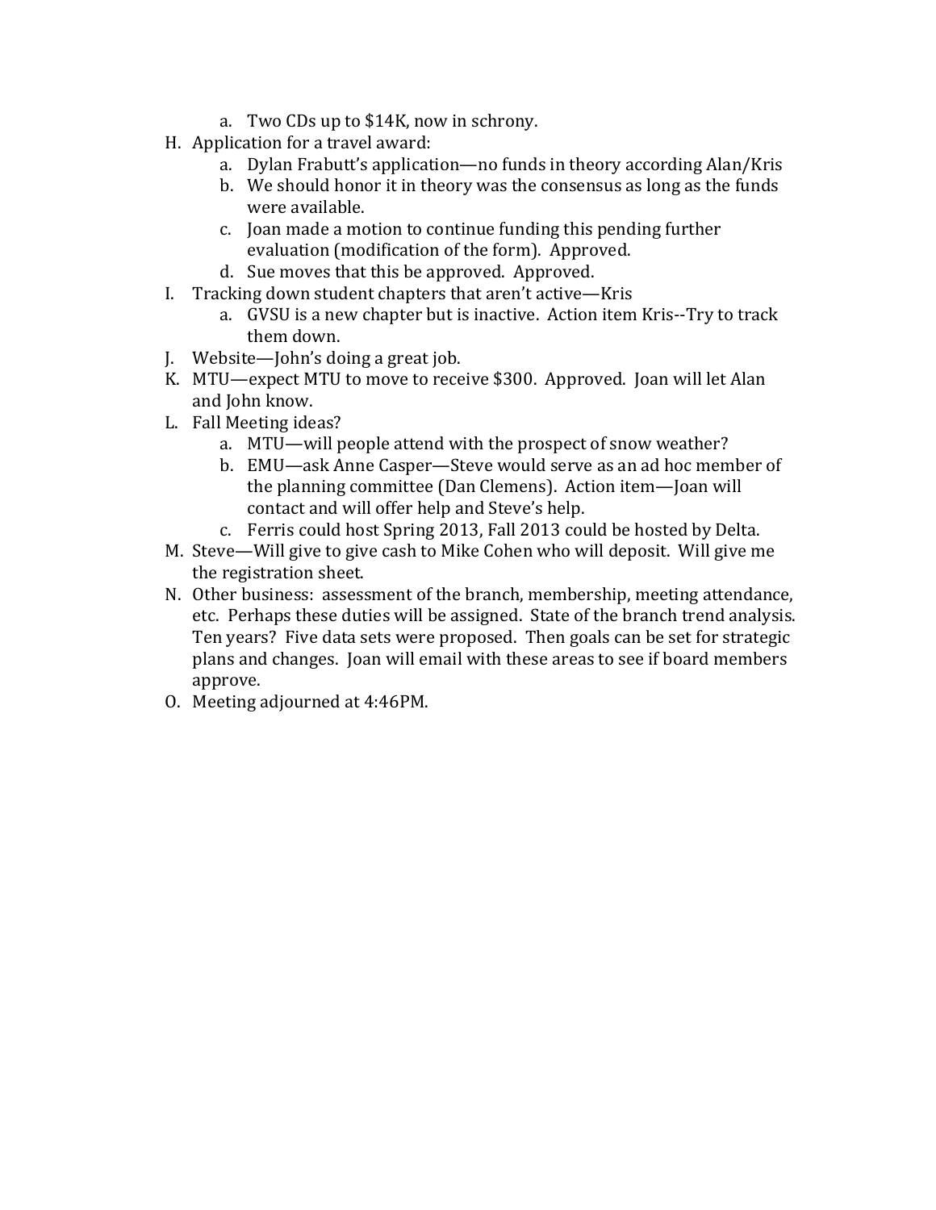a. Two CDs up to $14K, now in schrony.

H. Application for a travel award:
   a. Dylan Frabutt's application—no funds in theory according Alan/Kris
   b. We should honor it in theory was the consensus as long as the funds were available.
   c. Joan made a motion to continue funding this pending further evaluation (modification of the form). Approved.
   d. Sue moves that this be approved. Approved.

I. Tracking down student chapters that aren't active—Kris
   a. GVSU is a new chapter but is inactive. Action item Kris--Try to track them down.

J. Website—John's doing a great job.

K. MTU—expect MTU to move to receive $300. Approved. Joan will let Alan and John know.

L. Fall Meeting ideas?
   a. MTU—will people attend with the prospect of snow weather?
   b. EMU—ask Anne Casper—Steve would serve as an ad hoc member of the planning committee (Dan Clemens). Action item—Joan will contact and will offer help and Steve's help.
   c. Ferris could host Spring 2013, Fall 2013 could be hosted by Delta.

M. Steve—Will give to give cash to Mike Cohen who will deposit. Will give me the registration sheet.

N. Other business: assessment of the branch, membership, meeting attendance, etc. Perhaps these duties will be assigned. State of the branch trend analysis. Ten years? Five data sets were proposed. Then goals can be set for strategic plans and changes. Joan will email with these areas to see if board members approve.

O. Meeting adjourned at 4:46PM.